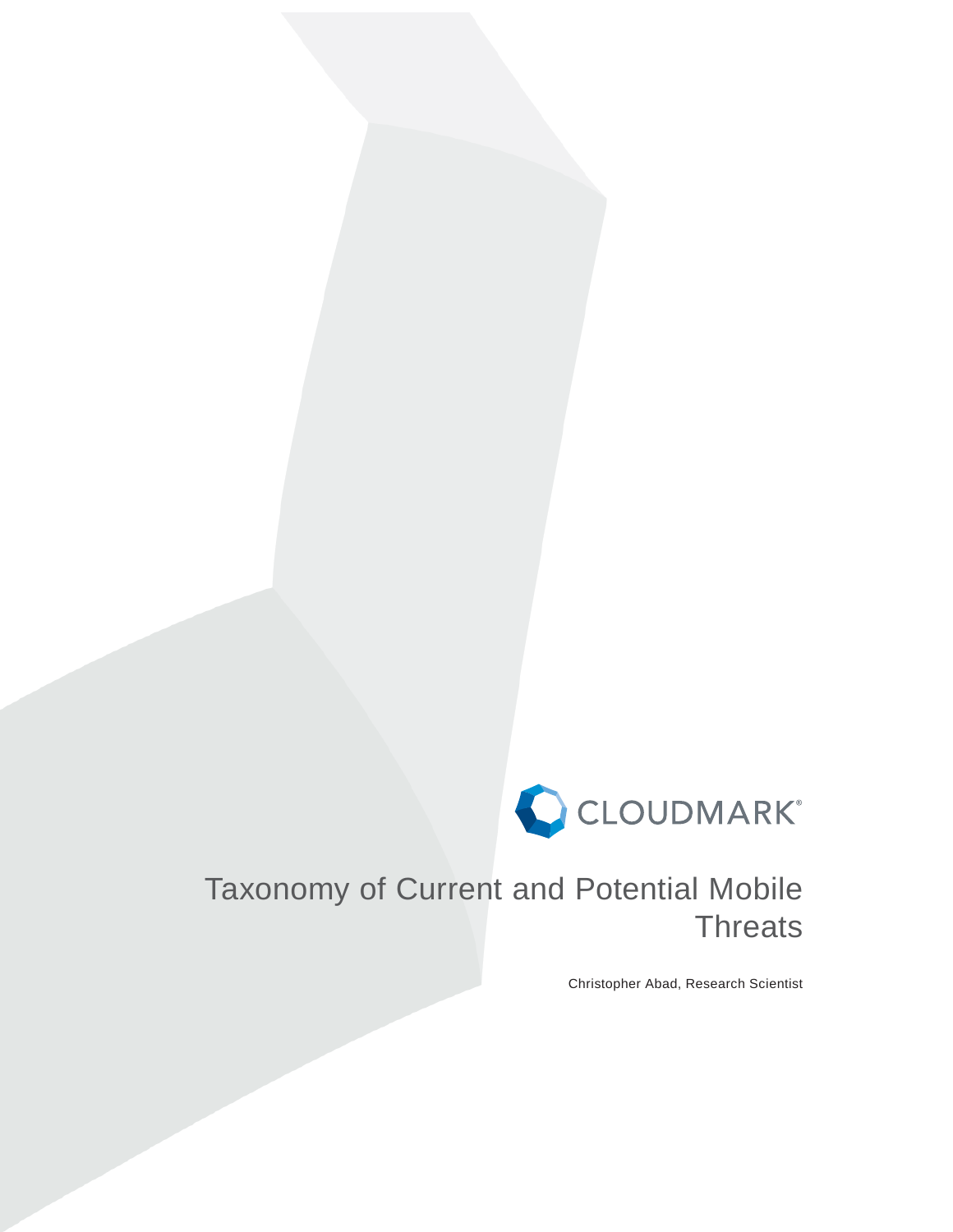CLOUDMARK®

# Taxonomy of Current and Potential Mobile Threats

Christopher Abad, Research Scientist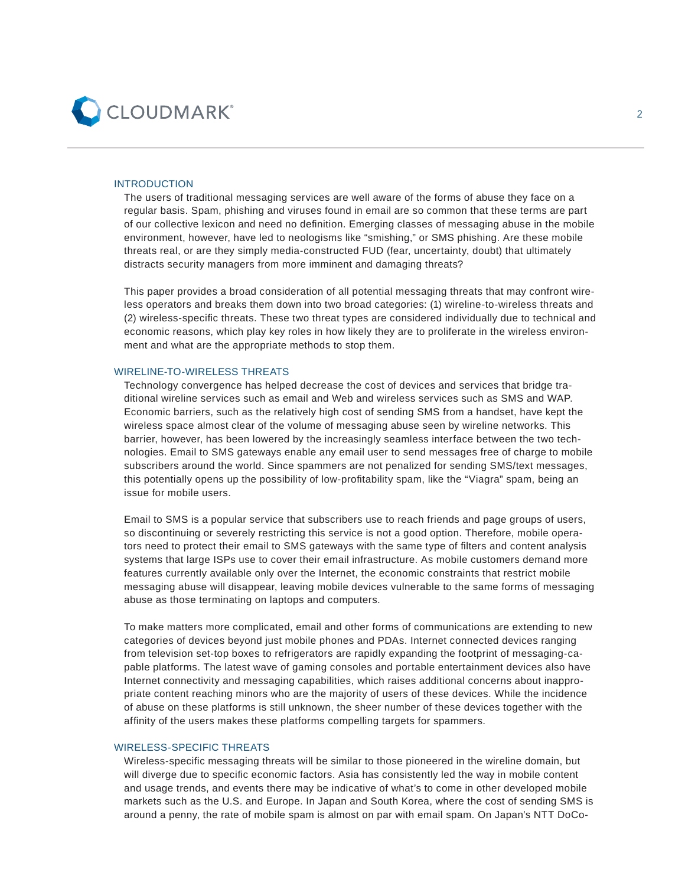## INTRODUCTION

The users of traditional messaging services are well aware of the forms of abuse they face on a regular basis. Spam, phishing and viruses found in email are so common that these terms are part of our collective lexicon and need no definition. Emerging classes of messaging abuse in the mobile environment, however, have led to neologisms like "smishing," or SMS phishing. Are these mobile threats real, or are they simply media-constructed FUD (fear, uncertainty, doubt) that ultimately distracts security managers from more imminent and damaging threats?

This paper provides a broad consideration of all potential messaging threats that may confront wireless operators and breaks them down into two broad categories: (1) wireline-to-wireless threats and (2) wireless-specific threats. These two threat types are considered individually due to technical and economic reasons, which play key roles in how likely they are to proliferate in the wireless environment and what are the appropriate methods to stop them.

## WIRELINE-TO-WIRELESS THREATS

Technology convergence has helped decrease the cost of devices and services that bridge traditional wireline services such as email and Web and wireless services such as SMS and WAP. Economic barriers, such as the relatively high cost of sending SMS from a handset, have kept the wireless space almost clear of the volume of messaging abuse seen by wireline networks. This barrier, however, has been lowered by the increasingly seamless interface between the two technologies. Email to SMS gateways enable any email user to send messages free of charge to mobile subscribers around the world. Since spammers are not penalized for sending SMS/text messages, this potentially opens up the possibility of low-profitability spam, like the "Viagra" spam, being an issue for mobile users.

Email to SMS is a popular service that subscribers use to reach friends and page groups of users, so discontinuing or severely restricting this service is not a good option. Therefore, mobile operators need to protect their email to SMS gateways with the same type of filters and content analysis systems that large ISPs use to cover their email infrastructure. As mobile customers demand more features currently available only over the Internet, the economic constraints that restrict mobile messaging abuse will disappear, leaving mobile devices vulnerable to the same forms of messaging abuse as those terminating on laptops and computers.

To make matters more complicated, email and other forms of communications are extending to new categories of devices beyond just mobile phones and PDAs. Internet connected devices ranging from television set-top boxes to refrigerators are rapidly expanding the footprint of messaging-capable platforms. The latest wave of gaming consoles and portable entertainment devices also have Internet connectivity and messaging capabilities, which raises additional concerns about inappropriate content reaching minors who are the majority of users of these devices. While the incidence of abuse on these platforms is still unknown, the sheer number of these devices together with the affinity of the users makes these platforms compelling targets for spammers.

## WIRELESS-SPECIFIC THREATS

Wireless-specific messaging threats will be similar to those pioneered in the wireline domain, but will diverge due to specific economic factors. Asia has consistently led the way in mobile content and usage trends, and events there may be indicative of what's to come in other developed mobile markets such as the U.S. and Europe. In Japan and South Korea, where the cost of sending SMS is around a penny, the rate of mobile spam is almost on par with email spam. On Japan's NTT DoCo-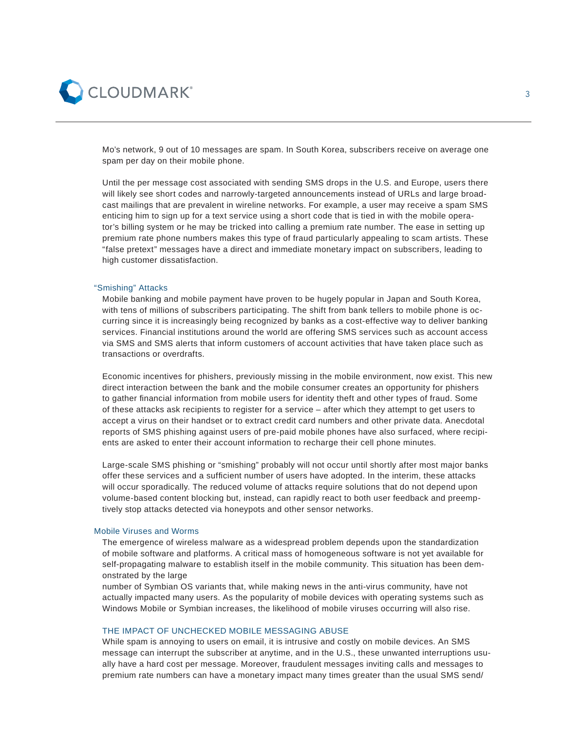Mo's network, 9 out of 10 messages are spam. In South Korea, subscribers receive on average one spam per day on their mobile phone.

Until the per message cost associated with sending SMS drops in the U.S. and Europe, users there will likely see short codes and narrowly-targeted announcements instead of URLs and large broadcast mailings that are prevalent in wireline networks. For example, a user may receive a spam SMS enticing him to sign up for a text service using a short code that is tied in with the mobile operator's billing system or he may be tricked into calling a premium rate number. The ease in setting up premium rate phone numbers makes this type of fraud particularly appealing to scam artists. These "false pretext" messages have a direct and immediate monetary impact on subscribers, leading to high customer dissatisfaction.

### "Smishing" Attacks

Mobile banking and mobile payment have proven to be hugely popular in Japan and South Korea, with tens of millions of subscribers participating. The shift from bank tellers to mobile phone is occurring since it is increasingly being recognized by banks as a cost-effective way to deliver banking services. Financial institutions around the world are offering SMS services such as account access via SMS and SMS alerts that inform customers of account activities that have taken place such as transactions or overdrafts.

Economic incentives for phishers, previously missing in the mobile environment, now exist. This new direct interaction between the bank and the mobile consumer creates an opportunity for phishers to gather financial information from mobile users for identity theft and other types of fraud. Some of these attacks ask recipients to register for a service – after which they attempt to get users to accept a virus on their handset or to extract credit card numbers and other private data. Anecdotal reports of SMS phishing against users of pre-paid mobile phones have also surfaced, where recipients are asked to enter their account information to recharge their cell phone minutes.

Large-scale SMS phishing or "smishing" probably will not occur until shortly after most major banks offer these services and a sufficient number of users have adopted. In the interim, these attacks will occur sporadically. The reduced volume of attacks require solutions that do not depend upon volume-based content blocking but, instead, can rapidly react to both user feedback and preemptively stop attacks detected via honeypots and other sensor networks.

### Mobile Viruses and Worms

The emergence of wireless malware as a widespread problem depends upon the standardization of mobile software and platforms. A critical mass of homogeneous software is not yet available for self-propagating malware to establish itself in the mobile community. This situation has been demonstrated by the large number of Symbian OS variants that, while making news in the anti-virus community, have not actually impacted many users. As the popularity of mobile devices with operating systems such as Windows Mobile or Symbian increases, the likelihood of mobile viruses occurring will also rise.

## THE IMPACT OF UNCHECKED MOBILE MESSAGING ABUSE

While spam is annoying to users on email, it is intrusive and costly on mobile devices. An SMS message can interrupt the subscriber at anytime, and in the U.S., these unwanted interruptions usually have a hard cost per message. Moreover, fraudulent messages inviting calls and messages to premium rate numbers can have a monetary impact many times greater than the usual SMS send/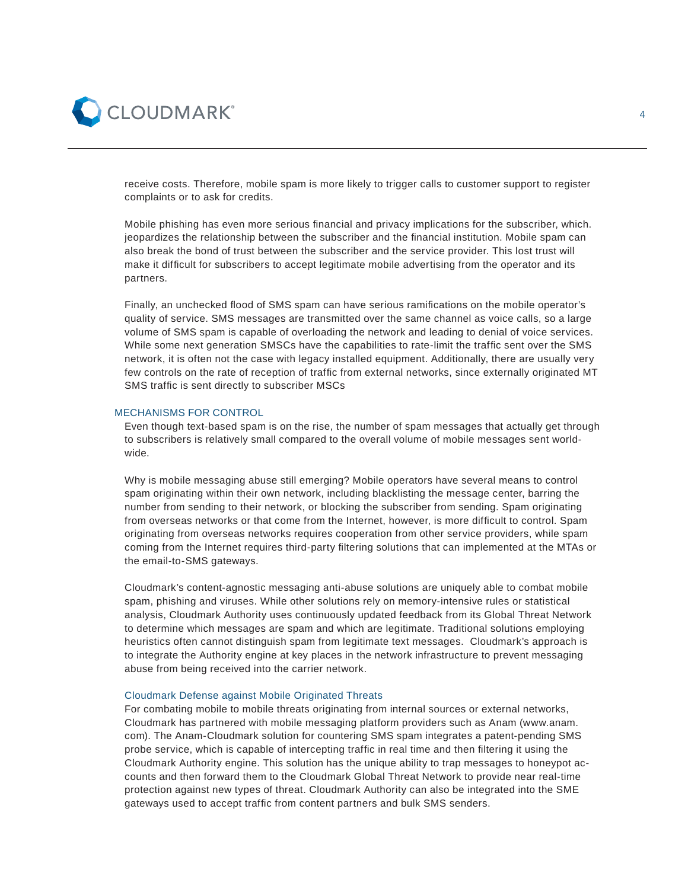receive costs. Therefore, mobile spam is more likely to trigger calls to customer support to register complaints or to ask for credits.

Mobile phishing has even more serious financial and privacy implications for the subscriber, which. jeopardizes the relationship between the subscriber and the financial institution. Mobile spam can also break the bond of trust between the subscriber and the service provider. This lost trust will make it difficult for subscribers to accept legitimate mobile advertising from the operator and its partners.

Finally, an unchecked flood of SMS spam can have serious ramifications on the mobile operator's quality of service. SMS messages are transmitted over the same channel as voice calls, so a large volume of SMS spam is capable of overloading the network and leading to denial of voice services. While some next generation SMSCs have the capabilities to rate-limit the traffic sent over the SMS network, it is often not the case with legacy installed equipment. Additionally, there are usually very few controls on the rate of reception of traffic from external networks, since externally originated MT SMS traffic is sent directly to subscriber MSCs

## MECHANISMS FOR CONTROL

Even though text-based spam is on the rise, the number of spam messages that actually get through to subscribers is relatively small compared to the overall volume of mobile messages sent worldwide.

Why is mobile messaging abuse still emerging? Mobile operators have several means to control spam originating within their own network, including blacklisting the message center, barring the number from sending to their network, or blocking the subscriber from sending. Spam originating from overseas networks or that come from the Internet, however, is more difficult to control. Spam originating from overseas networks requires cooperation from other service providers, while spam coming from the Internet requires third-party filtering solutions that can implemented at the MTAs or the email-to-SMS gateways.

Cloudmark's content-agnostic messaging anti-abuse solutions are uniquely able to combat mobile spam, phishing and viruses. While other solutions rely on memory-intensive rules or statistical analysis, Cloudmark Authority uses continuously updated feedback from its Global Threat Network to determine which messages are spam and which are legitimate. Traditional solutions employing heuristics often cannot distinguish spam from legitimate text messages. Cloudmark's approach is to integrate the Authority engine at key places in the network infrastructure to prevent messaging abuse from being received into the carrier network.

### Cloudmark Defense against Mobile Originated Threats

For combating mobile to mobile threats originating from internal sources or external networks, Cloudmark has partnered with mobile messaging platform providers such as Anam (www.anam.com). The Anam-Cloudmark solution for countering SMS spam integrates a patent-pending SMS probe service, which is capable of intercepting traffic in real time and then filtering it using the Cloudmark Authority engine. This solution has the unique ability to trap messages to honeypot accounts and then forward them to the Cloudmark Global Threat Network to provide near real-time protection against new types of threat. Cloudmark Authority can also be integrated into the SME gateways used to accept traffic from content partners and bulk SMS senders.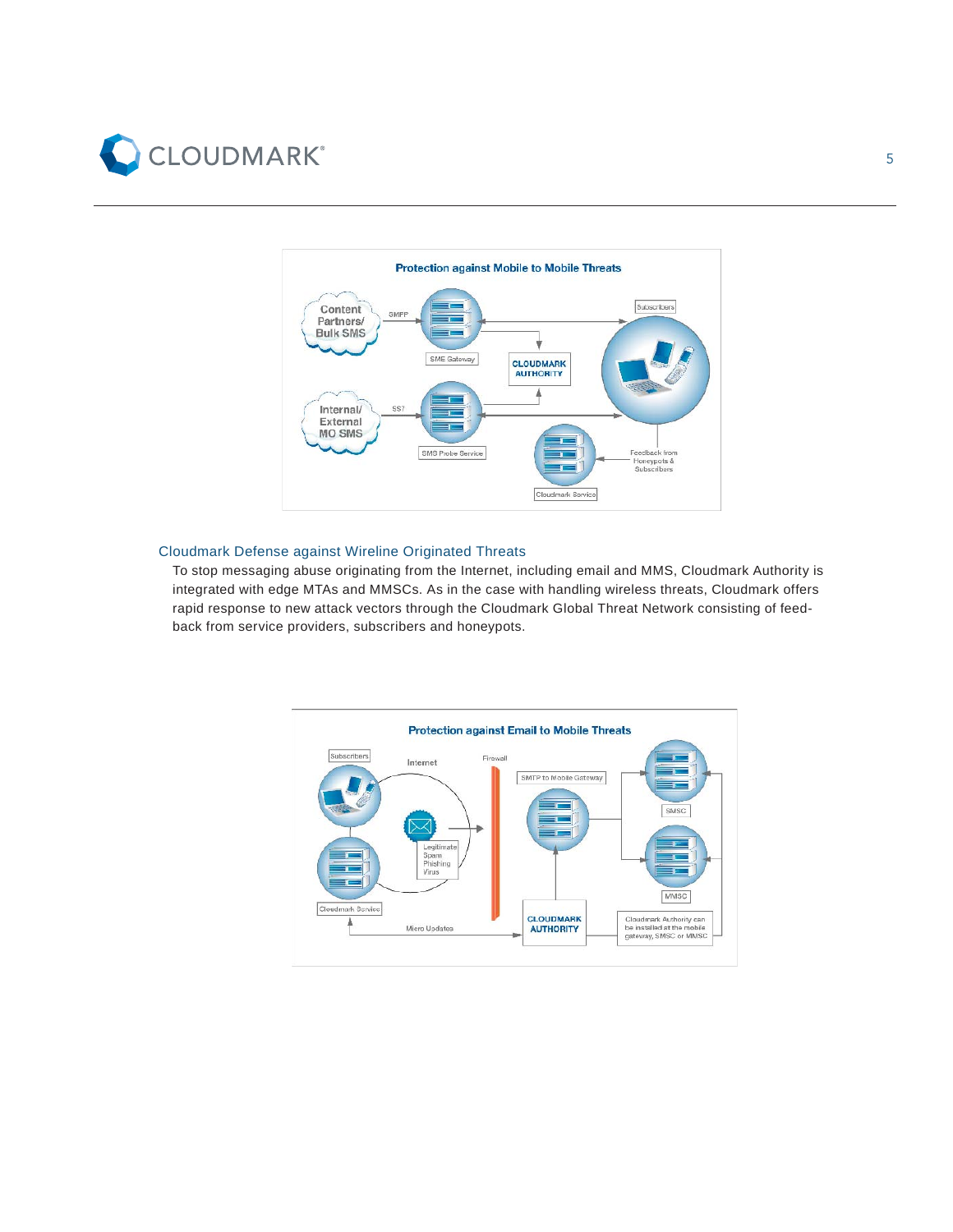**Protection against Mobile to Mobile Threats**

Content Partners/ Bulk SMS — SMPP — SME Gateway — CLOUDMARK AUTHORITY — Subscribers

Internal/ External MO SMS — SS7 — SMS Probe Service — Cloudmark Service — Feedback from Honeypots & Subscribers

## Cloudmark Defense against Wireline Originated Threats

To stop messaging abuse originating from the Internet, including email and MMS, Cloudmark Authority is integrated with edge MTAs and MMSCs. As in the case with handling wireless threats, Cloudmark offers rapid response to new attack vectors through the Cloudmark Global Threat Network consisting of feed-back from service providers, subscribers and honeypots.

**Protection against Email to Mobile Threats**

Subscribers — Internet — Legitimate, Spam, Phishing, Virus — Firewall — SMTP to Mobile Gateway — SMSC — MMSC — Cloudmark Service — Micro Updates — CLOUDMARK AUTHORITY — Cloudmark Authority can be installed at the mobile gateway, SMSC or MMSC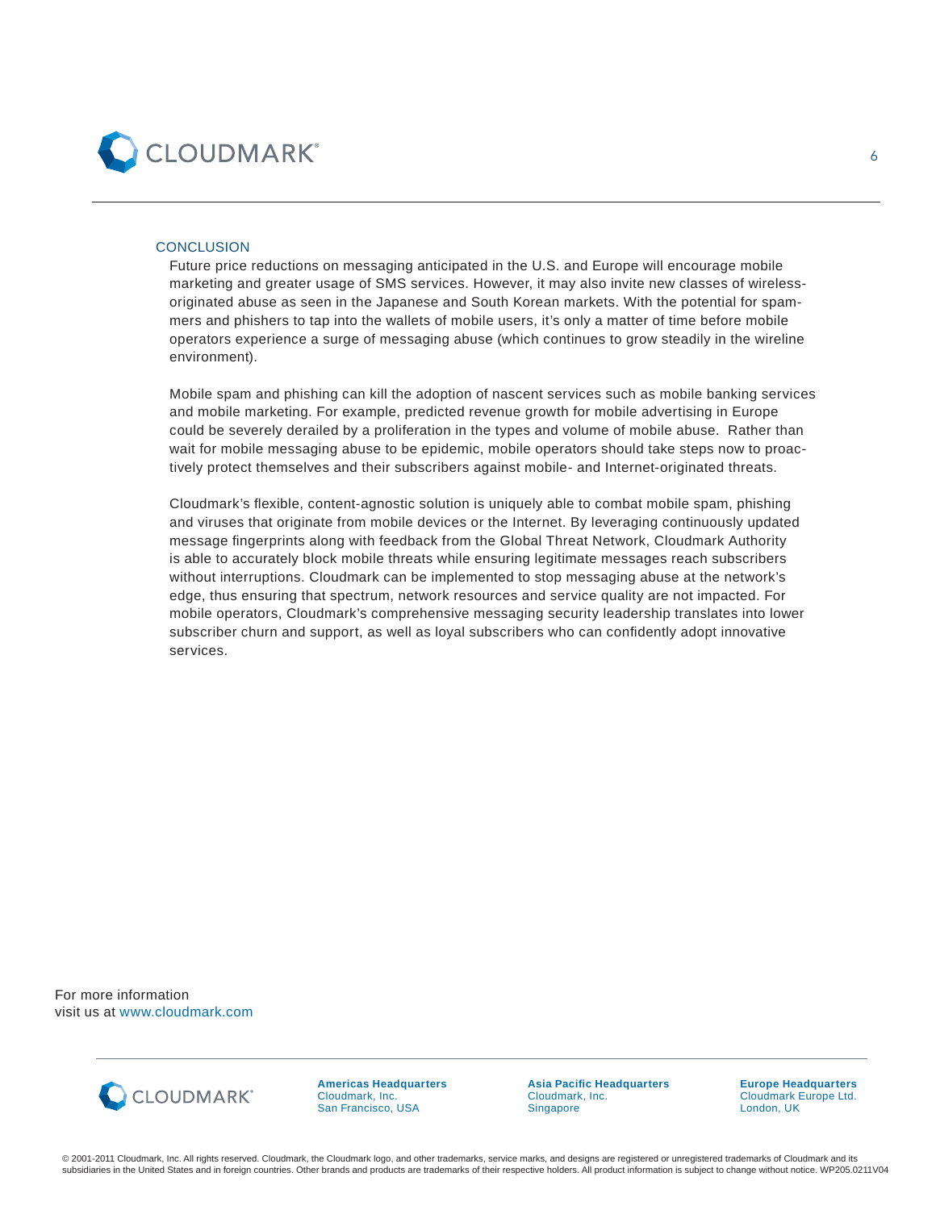## CONCLUSION

Future price reductions on messaging anticipated in the U.S. and Europe will encourage mobile marketing and greater usage of SMS services. However, it may also invite new classes of wireless-originated abuse as seen in the Japanese and South Korean markets. With the potential for spammers and phishers to tap into the wallets of mobile users, it's only a matter of time before mobile operators experience a surge of messaging abuse (which continues to grow steadily in the wireline environment).

Mobile spam and phishing can kill the adoption of nascent services such as mobile banking services and mobile marketing. For example, predicted revenue growth for mobile advertising in Europe could be severely derailed by a proliferation in the types and volume of mobile abuse. Rather than wait for mobile messaging abuse to be epidemic, mobile operators should take steps now to proactively protect themselves and their subscribers against mobile- and Internet-originated threats.

Cloudmark's flexible, content-agnostic solution is uniquely able to combat mobile spam, phishing and viruses that originate from mobile devices or the Internet. By leveraging continuously updated message fingerprints along with feedback from the Global Threat Network, Cloudmark Authority is able to accurately block mobile threats while ensuring legitimate messages reach subscribers without interruptions. Cloudmark can be implemented to stop messaging abuse at the network's edge, thus ensuring that spectrum, network resources and service quality are not impacted. For mobile operators, Cloudmark's comprehensive messaging security leadership translates into lower subscriber churn and support, as well as loyal subscribers who can confidently adopt innovative services.

For more information
visit us at www.cloudmark.com

**Americas Headquarters**
Cloudmark, Inc.
San Francisco, USA

**Asia Pacific Headquarters**
Cloudmark, Inc.
Singapore

**Europe Headquarters**
Cloudmark Europe Ltd.
London, UK

© 2001-2011 Cloudmark, Inc. All rights reserved. Cloudmark, the Cloudmark logo, and other trademarks, service marks, and designs are registered or unregistered trademarks of Cloudmark and its subsidiaries in the United States and in foreign countries. Other brands and products are trademarks of their respective holders. All product information is subject to change without notice. WP205.0211V04